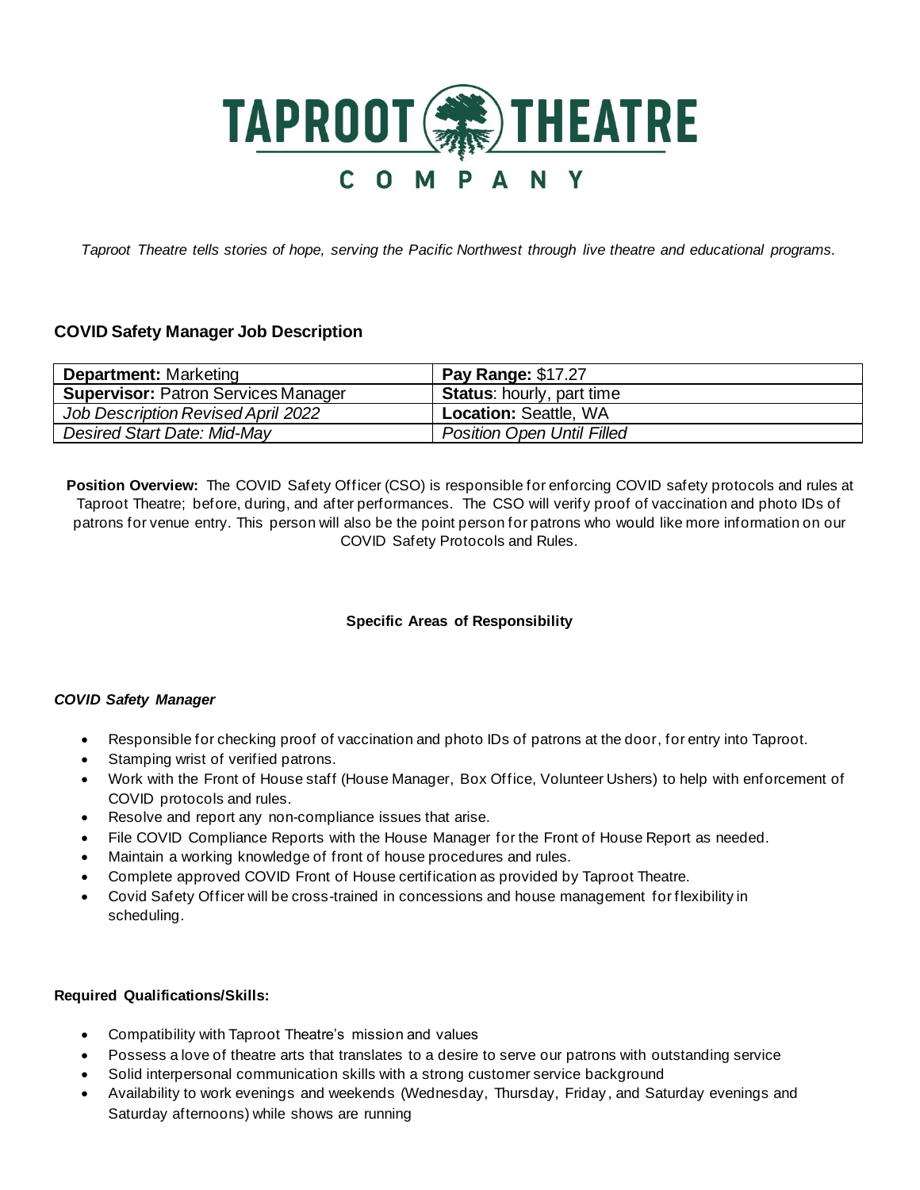# TAPROOT THEATRE COMPANY

*Taproot Theatre tells stories of hope, serving the Pacific Northwest through live theatre and educational programs.*

## COVID Safety Manager Job Description

| **Department:** Marketing | **Pay Range:** $17.27 |
|---|---|
| **Supervisor:** Patron Services Manager | **Status**: hourly, part time |
| *Job Description Revised April 2022* | **Location:** Seattle, WA |
| *Desired Start Date: Mid-May* | *Position Open Until Filled* |

**Position Overview:** The COVID Safety Officer (CSO) is responsible for enforcing COVID safety protocols and rules at Taproot Theatre; before, during, and after performances. The CSO will verify proof of vaccination and photo IDs of patrons for venue entry. This person will also be the point person for patrons who would like more information on our COVID Safety Protocols and Rules.

### Specific Areas of Responsibility

***COVID Safety Manager***

- Responsible for checking proof of vaccination and photo IDs of patrons at the door, for entry into Taproot.
- Stamping wrist of verified patrons.
- Work with the Front of House staff (House Manager, Box Office, Volunteer Ushers) to help with enforcement of COVID protocols and rules.
- Resolve and report any non-compliance issues that arise.
- File COVID Compliance Reports with the House Manager for the Front of House Report as needed.
- Maintain a working knowledge of front of house procedures and rules.
- Complete approved COVID Front of House certification as provided by Taproot Theatre.
- Covid Safety Officer will be cross-trained in concessions and house management for flexibility in scheduling.

**Required Qualifications/Skills:**

- Compatibility with Taproot Theatre's mission and values
- Possess a love of theatre arts that translates to a desire to serve our patrons with outstanding service
- Solid interpersonal communication skills with a strong customer service background
- Availability to work evenings and weekends (Wednesday, Thursday, Friday, and Saturday evenings and Saturday afternoons) while shows are running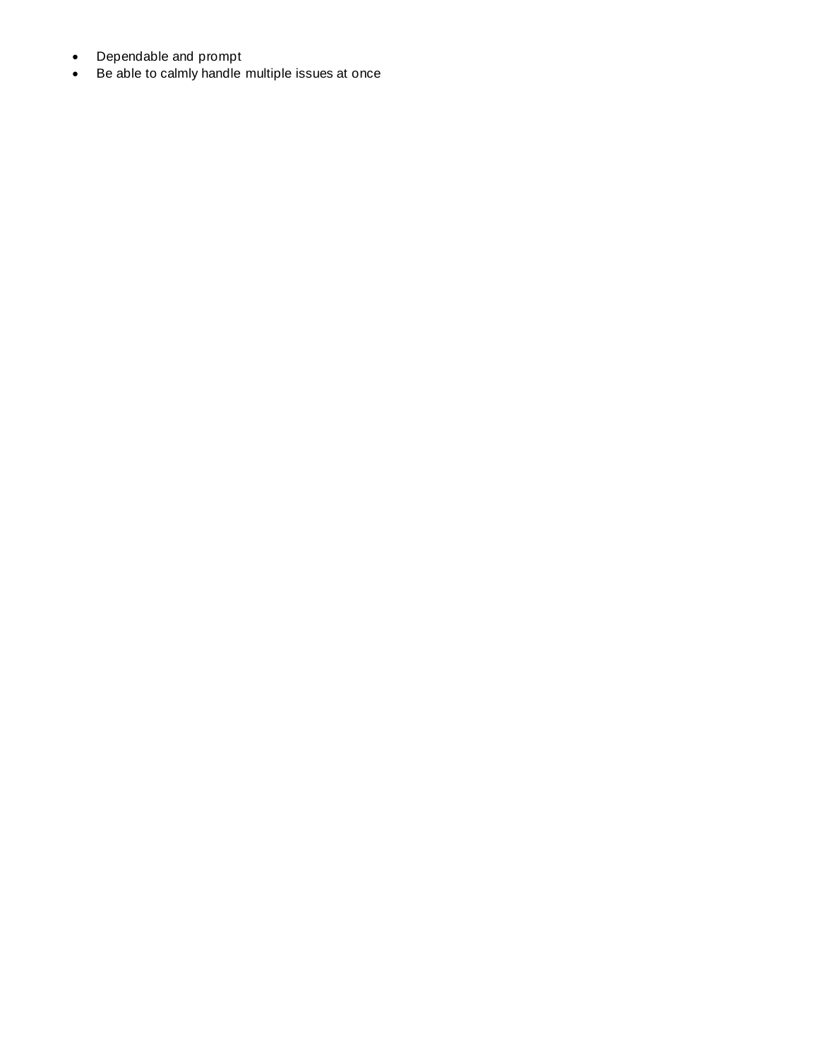- Dependable and prompt
- Be able to calmly handle multiple issues at once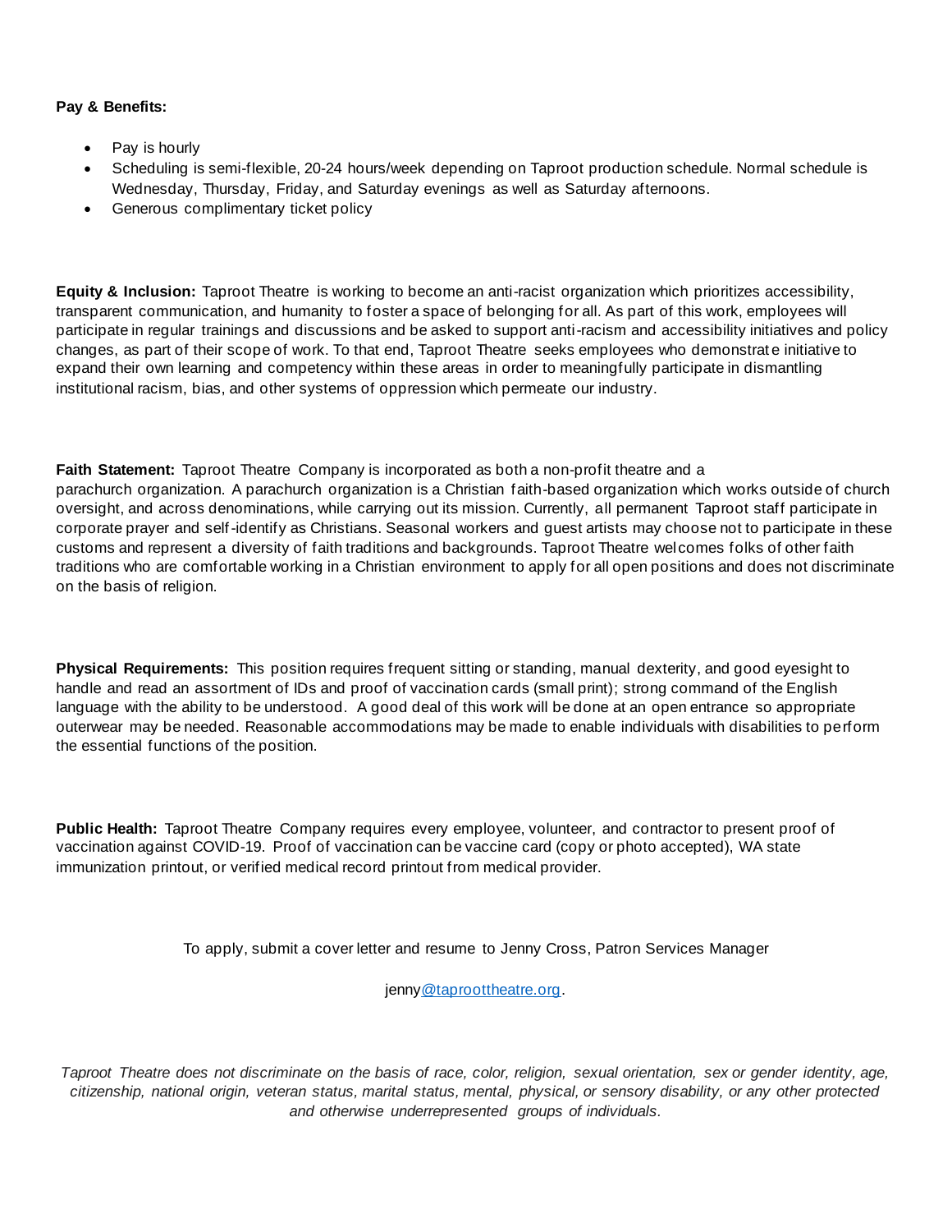**Pay & Benefits:**

- Pay is hourly
- Scheduling is semi-flexible, 20-24 hours/week depending on Taproot production schedule. Normal schedule is Wednesday, Thursday, Friday, and Saturday evenings as well as Saturday afternoons.
- Generous complimentary ticket policy

**Equity & Inclusion:** Taproot Theatre is working to become an anti-racist organization which prioritizes accessibility, transparent communication, and humanity to foster a space of belonging for all. As part of this work, employees will participate in regular trainings and discussions and be asked to support anti-racism and accessibility initiatives and policy changes, as part of their scope of work. To that end, Taproot Theatre seeks employees who demonstrate initiative to expand their own learning and competency within these areas in order to meaningfully participate in dismantling institutional racism, bias, and other systems of oppression which permeate our industry.

**Faith Statement:** Taproot Theatre Company is incorporated as both a non-profit theatre and a parachurch organization. A parachurch organization is a Christian faith-based organization which works outside of church oversight, and across denominations, while carrying out its mission. Currently, all permanent Taproot staff participate in corporate prayer and self-identify as Christians. Seasonal workers and guest artists may choose not to participate in these customs and represent a diversity of faith traditions and backgrounds. Taproot Theatre welcomes folks of other faith traditions who are comfortable working in a Christian environment to apply for all open positions and does not discriminate on the basis of religion.

**Physical Requirements:** This position requires frequent sitting or standing, manual dexterity, and good eyesight to handle and read an assortment of IDs and proof of vaccination cards (small print); strong command of the English language with the ability to be understood. A good deal of this work will be done at an open entrance so appropriate outerwear may be needed. Reasonable accommodations may be made to enable individuals with disabilities to perform the essential functions of the position.

**Public Health:** Taproot Theatre Company requires every employee, volunteer, and contractor to present proof of vaccination against COVID-19. Proof of vaccination can be vaccine card (copy or photo accepted), WA state immunization printout, or verified medical record printout from medical provider.

To apply, submit a cover letter and resume to Jenny Cross, Patron Services Manager

jenny@taproottheatre.org.

*Taproot Theatre does not discriminate on the basis of race, color, religion, sexual orientation, sex or gender identity, age, citizenship, national origin, veteran status, marital status, mental, physical, or sensory disability, or any other protected and otherwise underrepresented groups of individuals.*